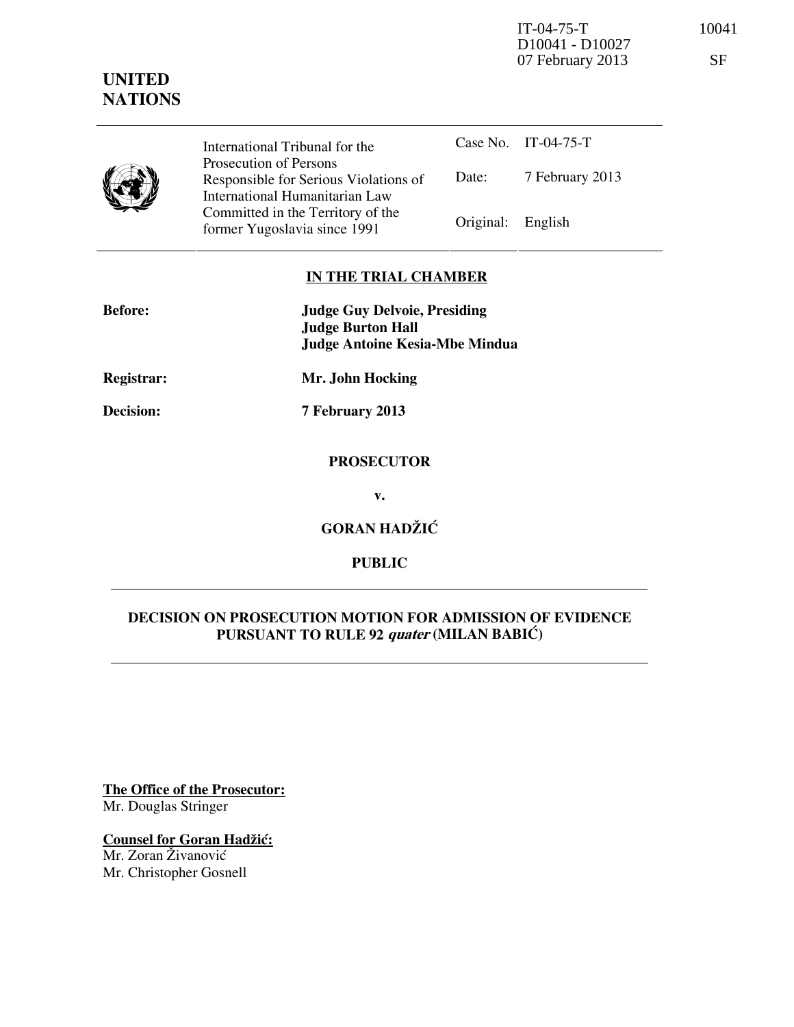IT-04-75-T 10041
D10041 - D10027
07 February 2013 SF

**UNITED NATIONS**

| | International Tribunal for the Prosecution of Persons Responsible for Serious Violations of International Humanitarian Law Committed in the Territory of the former Yugoslavia since 1991 | Case No. | IT-04-75-T |
|---|---|---|---|
| | | Date: | 7 February 2013 |
| | | Original: | English |

**IN THE TRIAL CHAMBER**

**Before:** **Judge Guy Delvoie, Presiding**
**Judge Burton Hall**
**Judge Antoine Kesia-Mbe Mindua**

**Registrar:** **Mr. John Hocking**

**Decision:** **7 February 2013**

**PROSECUTOR**

**v.**

**GORAN HADŽIĆ**

**PUBLIC**

**DECISION ON PROSECUTION MOTION FOR ADMISSION OF EVIDENCE PURSUANT TO RULE 92 *quater* (MILAN BABIĆ)**

**The Office of the Prosecutor:**
Mr. Douglas Stringer

**Counsel for Goran Hadžić:**
Mr. Zoran Živanović
Mr. Christopher Gosnell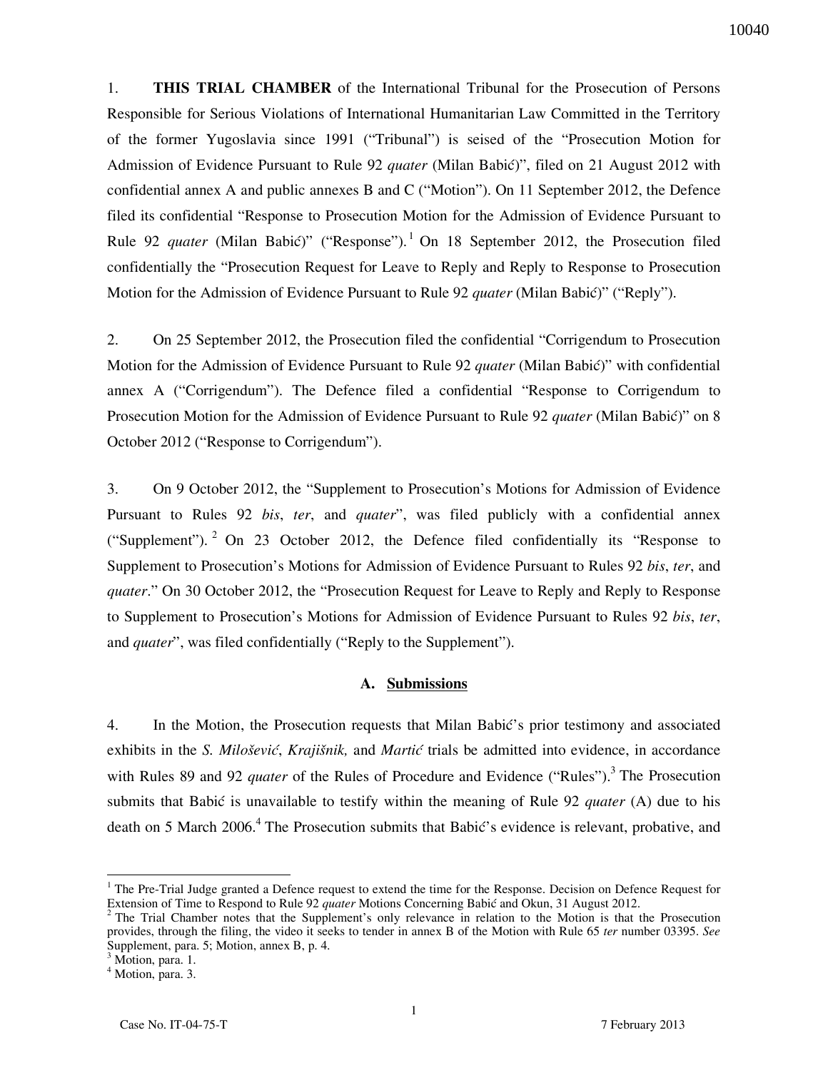1. **THIS TRIAL CHAMBER** of the International Tribunal for the Prosecution of Persons Responsible for Serious Violations of International Humanitarian Law Committed in the Territory of the former Yugoslavia since 1991 ("Tribunal") is seised of the "Prosecution Motion for Admission of Evidence Pursuant to Rule 92 *quater* (Milan Babić)", filed on 21 August 2012 with confidential annex A and public annexes B and C ("Motion"). On 11 September 2012, the Defence filed its confidential "Response to Prosecution Motion for the Admission of Evidence Pursuant to Rule 92 *quater* (Milan Babić)" ("Response").[1] On 18 September 2012, the Prosecution filed confidentially the "Prosecution Request for Leave to Reply and Reply to Response to Prosecution Motion for the Admission of Evidence Pursuant to Rule 92 *quater* (Milan Babić)" ("Reply").

2. On 25 September 2012, the Prosecution filed the confidential "Corrigendum to Prosecution Motion for the Admission of Evidence Pursuant to Rule 92 *quater* (Milan Babić)" with confidential annex A ("Corrigendum"). The Defence filed a confidential "Response to Corrigendum to Prosecution Motion for the Admission of Evidence Pursuant to Rule 92 *quater* (Milan Babić)" on 8 October 2012 ("Response to Corrigendum").

3. On 9 October 2012, the "Supplement to Prosecution's Motions for Admission of Evidence Pursuant to Rules 92 *bis*, *ter*, and *quater*", was filed publicly with a confidential annex ("Supplement").[2] On 23 October 2012, the Defence filed confidentially its "Response to Supplement to Prosecution's Motions for Admission of Evidence Pursuant to Rules 92 *bis*, *ter*, and *quater*." On 30 October 2012, the "Prosecution Request for Leave to Reply and Reply to Response to Supplement to Prosecution's Motions for Admission of Evidence Pursuant to Rules 92 *bis*, *ter*, and *quater*", was filed confidentially ("Reply to the Supplement").

### A. Submissions

4. In the Motion, the Prosecution requests that Milan Babić's prior testimony and associated exhibits in the *S. Milošević*, *Krajišnik,* and *Martić* trials be admitted into evidence, in accordance with Rules 89 and 92 *quater* of the Rules of Procedure and Evidence ("Rules").[3] The Prosecution submits that Babić is unavailable to testify within the meaning of Rule 92 *quater* (A) due to his death on 5 March 2006.[4] The Prosecution submits that Babić's evidence is relevant, probative, and

---

[1] The Pre-Trial Judge granted a Defence request to extend the time for the Response. Decision on Defence Request for Extension of Time to Respond to Rule 92 *quater* Motions Concerning Babić and Okun, 31 August 2012.

[2] The Trial Chamber notes that the Supplement's only relevance in relation to the Motion is that the Prosecution provides, through the filing, the video it seeks to tender in annex B of the Motion with Rule 65 *ter* number 03395. *See* Supplement, para. 5; Motion, annex B, p. 4.

[3] Motion, para. 1.

[4] Motion, para. 3.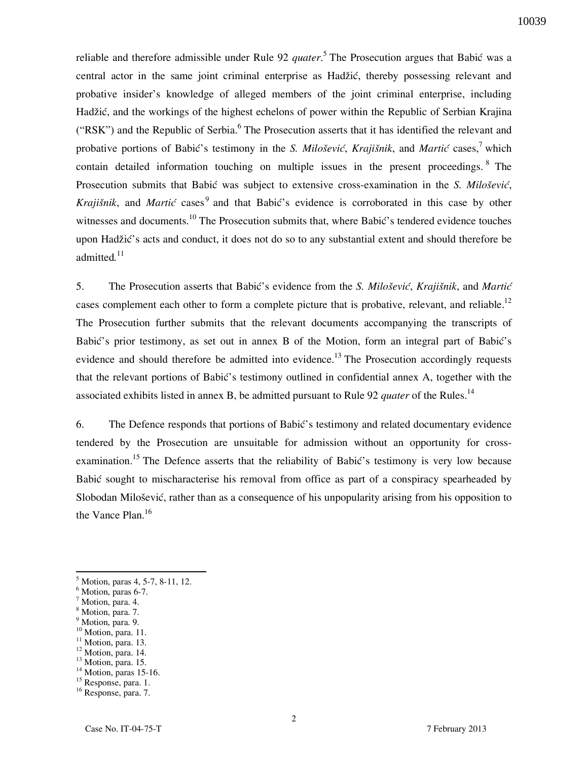reliable and therefore admissible under Rule 92 *quater*.[5] The Prosecution argues that Babić was a central actor in the same joint criminal enterprise as Hadžić, thereby possessing relevant and probative insider's knowledge of alleged members of the joint criminal enterprise, including Hadžić, and the workings of the highest echelons of power within the Republic of Serbian Krajina ("RSK") and the Republic of Serbia.[6] The Prosecution asserts that it has identified the relevant and probative portions of Babić's testimony in the *S. Milošević*, *Krajišnik*, and *Martić* cases,[7] which contain detailed information touching on multiple issues in the present proceedings.[8] The Prosecution submits that Babić was subject to extensive cross-examination in the *S. Milošević*, *Krajišnik*, and *Martić* cases[9] and that Babić's evidence is corroborated in this case by other witnesses and documents.[10] The Prosecution submits that, where Babić's tendered evidence touches upon Hadžić's acts and conduct, it does not do so to any substantial extent and should therefore be admitted.[11]

5. The Prosecution asserts that Babić's evidence from the *S. Milošević*, *Krajišnik*, and *Martić* cases complement each other to form a complete picture that is probative, relevant, and reliable.[12] The Prosecution further submits that the relevant documents accompanying the transcripts of Babić's prior testimony, as set out in annex B of the Motion, form an integral part of Babić's evidence and should therefore be admitted into evidence.[13] The Prosecution accordingly requests that the relevant portions of Babić's testimony outlined in confidential annex A, together with the associated exhibits listed in annex B, be admitted pursuant to Rule 92 *quater* of the Rules.[14]

6. The Defence responds that portions of Babić's testimony and related documentary evidence tendered by the Prosecution are unsuitable for admission without an opportunity for cross-examination.[15] The Defence asserts that the reliability of Babić's testimony is very low because Babić sought to mischaracterise his removal from office as part of a conspiracy spearheaded by Slobodan Milošević, rather than as a consequence of his unpopularity arising from his opposition to the Vance Plan.[16]

---

[5] Motion, paras 4, 5-7, 8-11, 12.
[6] Motion, paras 6-7.
[7] Motion, para. 4.
[8] Motion, para. 7.
[9] Motion, para. 9.
[10] Motion, para. 11.
[11] Motion, para. 13.
[12] Motion, para. 14.
[13] Motion, para. 15.
[14] Motion, paras 15-16.
[15] Response, para. 1.
[16] Response, para. 7.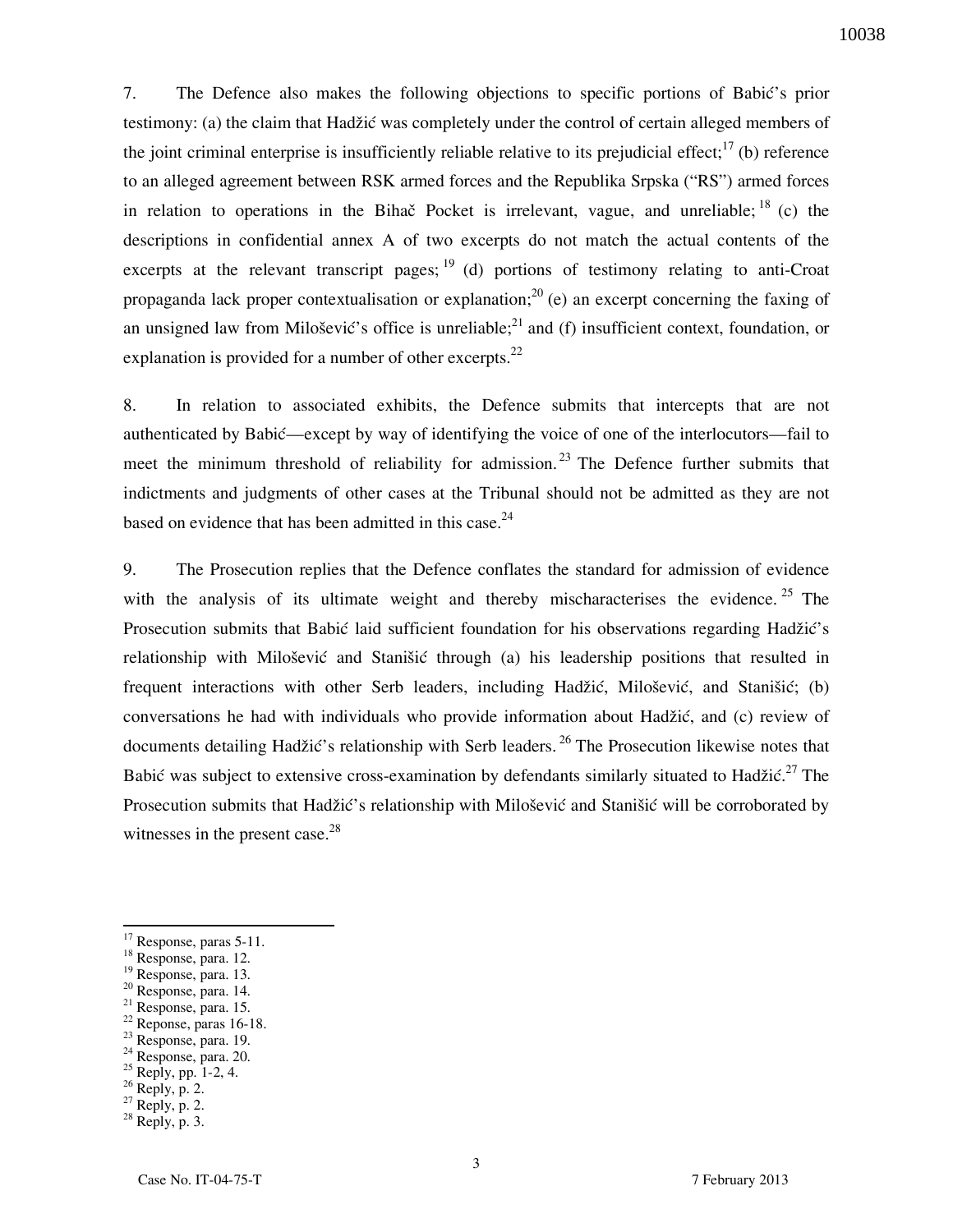7. The Defence also makes the following objections to specific portions of Babić's prior testimony: (a) the claim that Hadžić was completely under the control of certain alleged members of the joint criminal enterprise is insufficiently reliable relative to its prejudicial effect;[17] (b) reference to an alleged agreement between RSK armed forces and the Republika Srpska ("RS") armed forces in relation to operations in the Bihač Pocket is irrelevant, vague, and unreliable;[18] (c) the descriptions in confidential annex A of two excerpts do not match the actual contents of the excerpts at the relevant transcript pages;[19] (d) portions of testimony relating to anti-Croat propaganda lack proper contextualisation or explanation;[20] (e) an excerpt concerning the faxing of an unsigned law from Milošević's office is unreliable;[21] and (f) insufficient context, foundation, or explanation is provided for a number of other excerpts.[22]

8. In relation to associated exhibits, the Defence submits that intercepts that are not authenticated by Babić—except by way of identifying the voice of one of the interlocutors—fail to meet the minimum threshold of reliability for admission.[23] The Defence further submits that indictments and judgments of other cases at the Tribunal should not be admitted as they are not based on evidence that has been admitted in this case.[24]

9. The Prosecution replies that the Defence conflates the standard for admission of evidence with the analysis of its ultimate weight and thereby mischaracterises the evidence.[25] The Prosecution submits that Babić laid sufficient foundation for his observations regarding Hadžić's relationship with Milošević and Stanišić through (a) his leadership positions that resulted in frequent interactions with other Serb leaders, including Hadžić, Milošević, and Stanišić; (b) conversations he had with individuals who provide information about Hadžić, and (c) review of documents detailing Hadžić's relationship with Serb leaders.[26] The Prosecution likewise notes that Babić was subject to extensive cross-examination by defendants similarly situated to Hadžić.[27] The Prosecution submits that Hadžić's relationship with Milošević and Stanišić will be corroborated by witnesses in the present case.[28]

---

[17] Response, paras 5-11.
[18] Response, para. 12.
[19] Response, para. 13.
[20] Response, para. 14.
[21] Response, para. 15.
[22] Reponse, paras 16-18.
[23] Response, para. 19.
[24] Response, para. 20.
[25] Reply, pp. 1-2, 4.
[26] Reply, p. 2.
[27] Reply, p. 2.
[28] Reply, p. 3.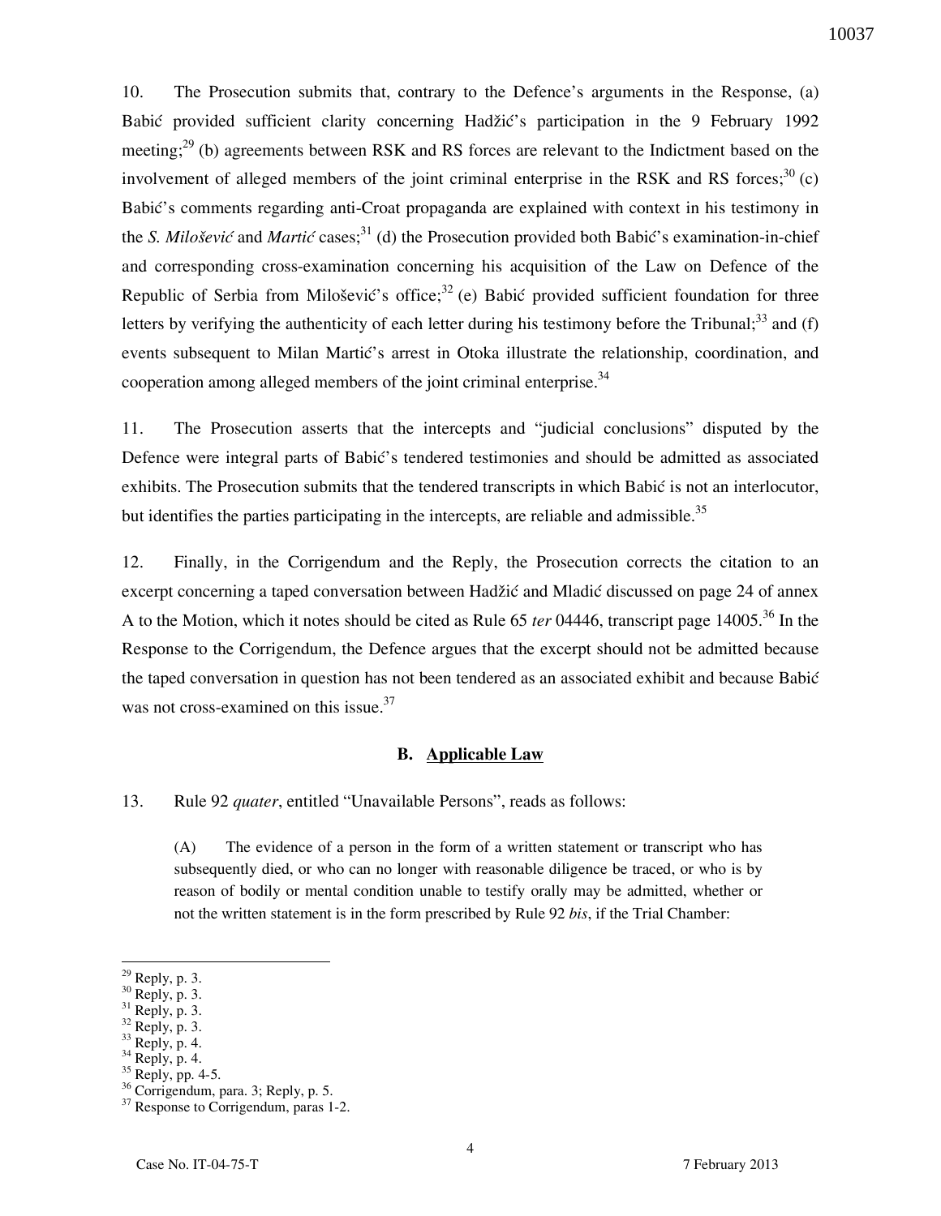10. The Prosecution submits that, contrary to the Defence's arguments in the Response, (a) Babić provided sufficient clarity concerning Hadžić's participation in the 9 February 1992 meeting;[29] (b) agreements between RSK and RS forces are relevant to the Indictment based on the involvement of alleged members of the joint criminal enterprise in the RSK and RS forces;[30] (c) Babić's comments regarding anti-Croat propaganda are explained with context in his testimony in the *S. Milošević* and *Martić* cases;[31] (d) the Prosecution provided both Babić's examination-in-chief and corresponding cross-examination concerning his acquisition of the Law on Defence of the Republic of Serbia from Milošević's office;[32] (e) Babić provided sufficient foundation for three letters by verifying the authenticity of each letter during his testimony before the Tribunal;[33] and (f) events subsequent to Milan Martić's arrest in Otoka illustrate the relationship, coordination, and cooperation among alleged members of the joint criminal enterprise.[34]

11. The Prosecution asserts that the intercepts and "judicial conclusions" disputed by the Defence were integral parts of Babić's tendered testimonies and should be admitted as associated exhibits. The Prosecution submits that the tendered transcripts in which Babić is not an interlocutor, but identifies the parties participating in the intercepts, are reliable and admissible.[35]

12. Finally, in the Corrigendum and the Reply, the Prosecution corrects the citation to an excerpt concerning a taped conversation between Hadžić and Mladić discussed on page 24 of annex A to the Motion, which it notes should be cited as Rule 65 *ter* 04446, transcript page 14005.[36] In the Response to the Corrigendum, the Defence argues that the excerpt should not be admitted because the taped conversation in question has not been tendered as an associated exhibit and because Babić was not cross-examined on this issue.[37]

### B. Applicable Law

13. Rule 92 *quater*, entitled "Unavailable Persons", reads as follows:

> (A) The evidence of a person in the form of a written statement or transcript who has subsequently died, or who can no longer with reasonable diligence be traced, or who is by reason of bodily or mental condition unable to testify orally may be admitted, whether or not the written statement is in the form prescribed by Rule 92 *bis*, if the Trial Chamber:

---

[29] Reply, p. 3.
[30] Reply, p. 3.
[31] Reply, p. 3.
[32] Reply, p. 3.
[33] Reply, p. 4.
[34] Reply, p. 4.
[35] Reply, pp. 4-5.
[36] Corrigendum, para. 3; Reply, p. 5.
[37] Response to Corrigendum, paras 1-2.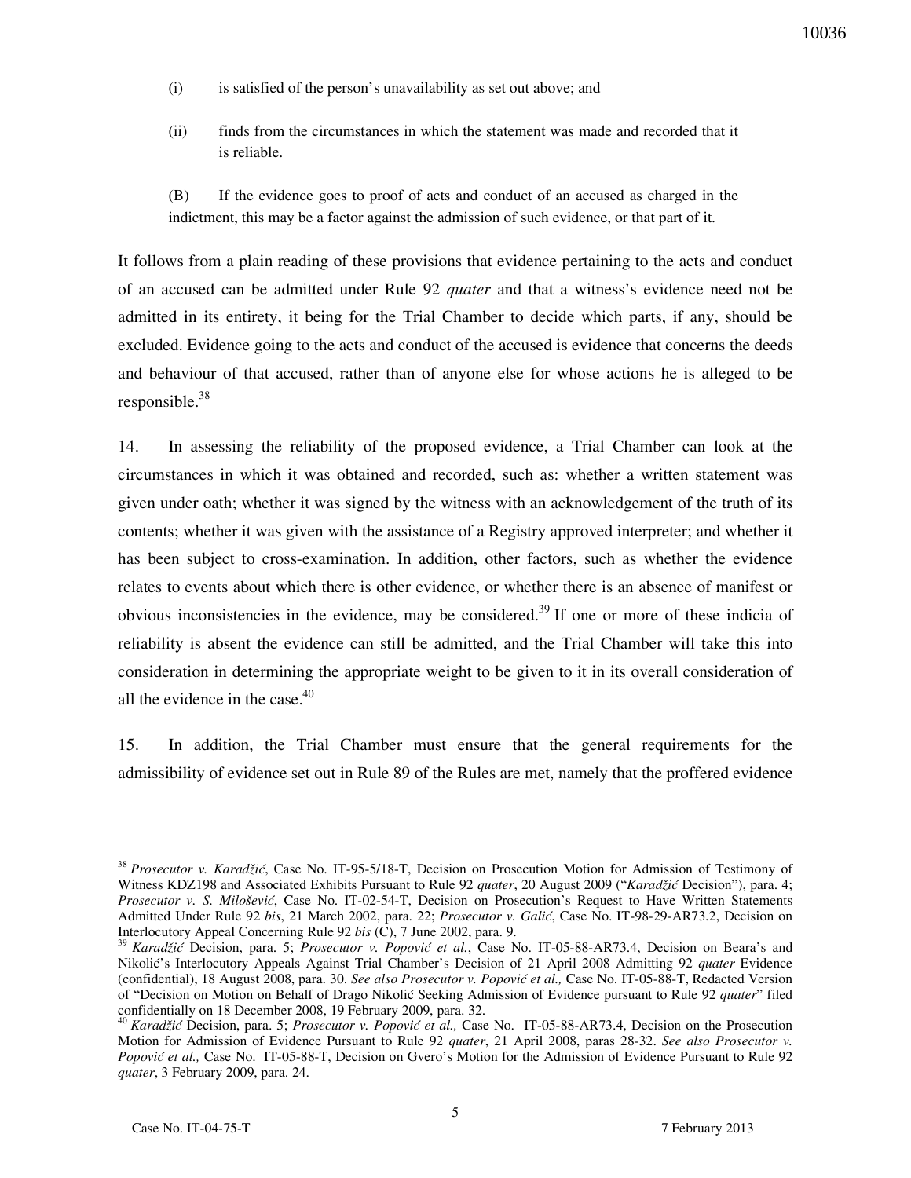(i) is satisfied of the person's unavailability as set out above; and

(ii) finds from the circumstances in which the statement was made and recorded that it is reliable.

(B) If the evidence goes to proof of acts and conduct of an accused as charged in the indictment, this may be a factor against the admission of such evidence, or that part of it.

It follows from a plain reading of these provisions that evidence pertaining to the acts and conduct of an accused can be admitted under Rule 92 *quater* and that a witness's evidence need not be admitted in its entirety, it being for the Trial Chamber to decide which parts, if any, should be excluded. Evidence going to the acts and conduct of the accused is evidence that concerns the deeds and behaviour of that accused, rather than of anyone else for whose actions he is alleged to be responsible.[38]

14. In assessing the reliability of the proposed evidence, a Trial Chamber can look at the circumstances in which it was obtained and recorded, such as: whether a written statement was given under oath; whether it was signed by the witness with an acknowledgement of the truth of its contents; whether it was given with the assistance of a Registry approved interpreter; and whether it has been subject to cross-examination. In addition, other factors, such as whether the evidence relates to events about which there is other evidence, or whether there is an absence of manifest or obvious inconsistencies in the evidence, may be considered.[39] If one or more of these indicia of reliability is absent the evidence can still be admitted, and the Trial Chamber will take this into consideration in determining the appropriate weight to be given to it in its overall consideration of all the evidence in the case.[40]

15. In addition, the Trial Chamber must ensure that the general requirements for the admissibility of evidence set out in Rule 89 of the Rules are met, namely that the proffered evidence

---

[38] *Prosecutor v. Karadžić*, Case No. IT-95-5/18-T, Decision on Prosecution Motion for Admission of Testimony of Witness KDZ198 and Associated Exhibits Pursuant to Rule 92 *quater*, 20 August 2009 ("*Karadžić* Decision"), para. 4; *Prosecutor v. S. Milošević*, Case No. IT-02-54-T, Decision on Prosecution's Request to Have Written Statements Admitted Under Rule 92 *bis*, 21 March 2002, para. 22; *Prosecutor v. Galić*, Case No. IT-98-29-AR73.2, Decision on Interlocutory Appeal Concerning Rule 92 *bis* (C), 7 June 2002, para. 9.

[39] *Karadžić* Decision, para. 5; *Prosecutor v. Popović et al.*, Case No. IT-05-88-AR73.4, Decision on Beara's and Nikolić's Interlocutory Appeals Against Trial Chamber's Decision of 21 April 2008 Admitting 92 *quater* Evidence (confidential), 18 August 2008, para. 30. *See also Prosecutor v. Popović et al.,* Case No. IT-05-88-T, Redacted Version of "Decision on Motion on Behalf of Drago Nikolić Seeking Admission of Evidence pursuant to Rule 92 *quater*" filed confidentially on 18 December 2008, 19 February 2009, para. 32.

[40] *Karadžić* Decision, para. 5; *Prosecutor v. Popović et al.,* Case No. IT-05-88-AR73.4, Decision on the Prosecution Motion for Admission of Evidence Pursuant to Rule 92 *quater*, 21 April 2008, paras 28-32. *See also Prosecutor v. Popović et al.,* Case No. IT-05-88-T, Decision on Gvero's Motion for the Admission of Evidence Pursuant to Rule 92 *quater*, 3 February 2009, para. 24.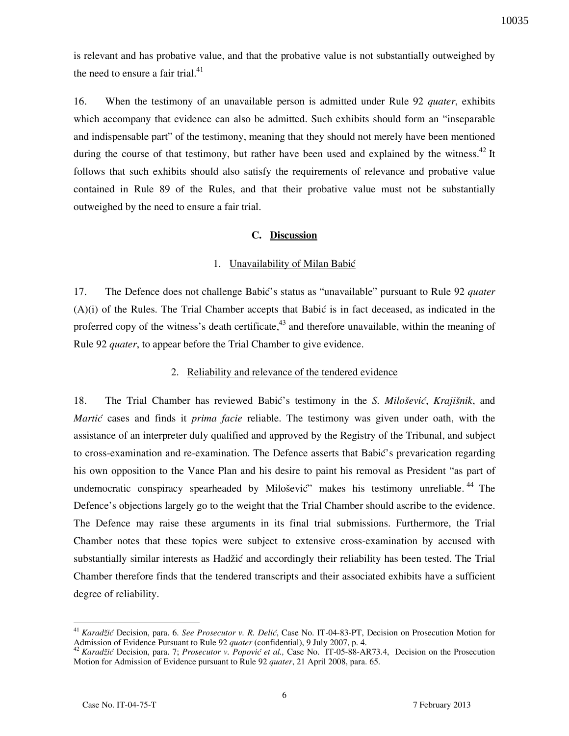is relevant and has probative value, and that the probative value is not substantially outweighed by the need to ensure a fair trial.[41]

16. When the testimony of an unavailable person is admitted under Rule 92 *quater*, exhibits which accompany that evidence can also be admitted. Such exhibits should form an "inseparable and indispensable part" of the testimony, meaning that they should not merely have been mentioned during the course of that testimony, but rather have been used and explained by the witness.[42] It follows that such exhibits should also satisfy the requirements of relevance and probative value contained in Rule 89 of the Rules, and that their probative value must not be substantially outweighed by the need to ensure a fair trial.

### C. Discussion

#### 1. Unavailability of Milan Babić

17. The Defence does not challenge Babić's status as "unavailable" pursuant to Rule 92 *quater* (A)(i) of the Rules. The Trial Chamber accepts that Babić is in fact deceased, as indicated in the proferred copy of the witness's death certificate,[43] and therefore unavailable, within the meaning of Rule 92 *quater*, to appear before the Trial Chamber to give evidence.

#### 2. Reliability and relevance of the tendered evidence

18. The Trial Chamber has reviewed Babić's testimony in the *S. Milošević*, *Krajišnik*, and *Martić* cases and finds it *prima facie* reliable. The testimony was given under oath, with the assistance of an interpreter duly qualified and approved by the Registry of the Tribunal, and subject to cross-examination and re-examination. The Defence asserts that Babić's prevarication regarding his own opposition to the Vance Plan and his desire to paint his removal as President "as part of undemocratic conspiracy spearheaded by Milošević" makes his testimony unreliable.[44] The Defence's objections largely go to the weight that the Trial Chamber should ascribe to the evidence. The Defence may raise these arguments in its final trial submissions. Furthermore, the Trial Chamber notes that these topics were subject to extensive cross-examination by accused with substantially similar interests as Hadžić and accordingly their reliability has been tested. The Trial Chamber therefore finds that the tendered transcripts and their associated exhibits have a sufficient degree of reliability.

---

[41] *Karadžić* Decision, para. 6. *See Prosecutor v. R. Delić*, Case No. IT-04-83-PT, Decision on Prosecution Motion for Admission of Evidence Pursuant to Rule 92 *quater* (confidential), 9 July 2007, p. 4.

[42] *Karadžić* Decision, para. 7; *Prosecutor v. Popović et al.,* Case No. IT-05-88-AR73.4, Decision on the Prosecution Motion for Admission of Evidence pursuant to Rule 92 *quater*, 21 April 2008, para. 65.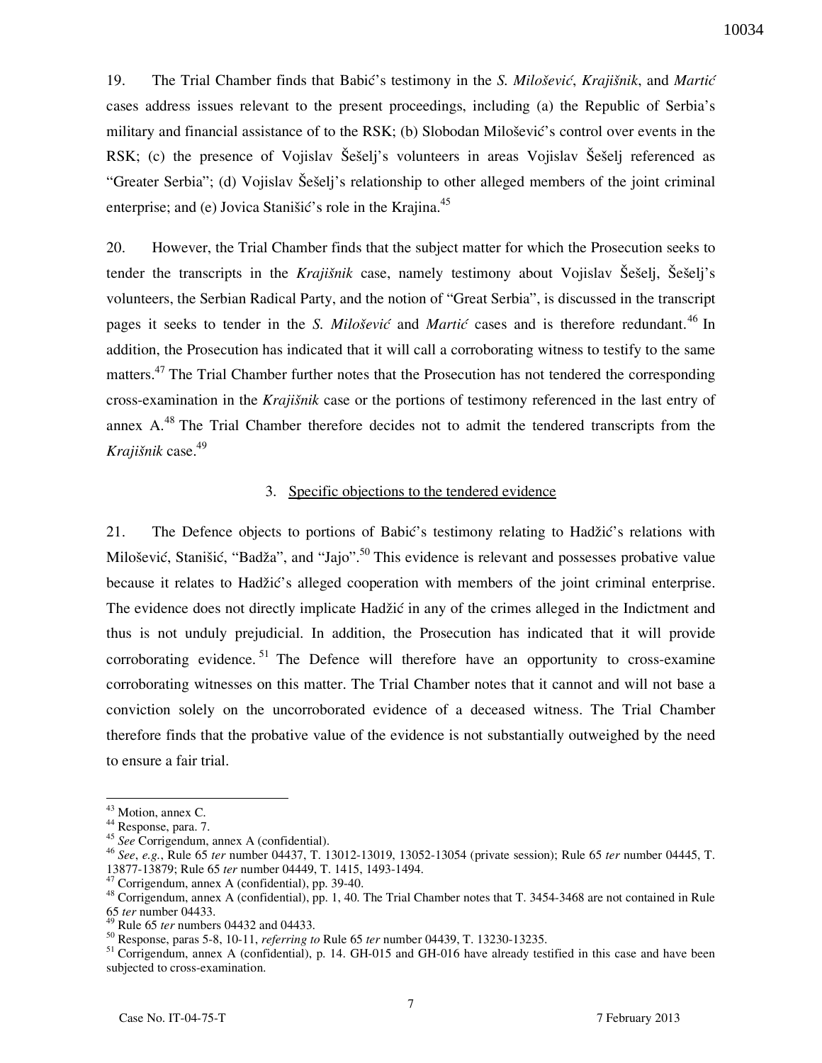19. The Trial Chamber finds that Babić's testimony in the *S. Milošević*, *Krajišnik*, and *Martić* cases address issues relevant to the present proceedings, including (a) the Republic of Serbia's military and financial assistance of to the RSK; (b) Slobodan Milošević's control over events in the RSK; (c) the presence of Vojislav Šešelj's volunteers in areas Vojislav Šešelj referenced as "Greater Serbia"; (d) Vojislav Šešelj's relationship to other alleged members of the joint criminal enterprise; and (e) Jovica Stanišić's role in the Krajina.[45]

20. However, the Trial Chamber finds that the subject matter for which the Prosecution seeks to tender the transcripts in the *Krajišnik* case, namely testimony about Vojislav Šešelj, Šešelj's volunteers, the Serbian Radical Party, and the notion of "Great Serbia", is discussed in the transcript pages it seeks to tender in the *S. Milošević* and *Martić* cases and is therefore redundant.[46] In addition, the Prosecution has indicated that it will call a corroborating witness to testify to the same matters.[47] The Trial Chamber further notes that the Prosecution has not tendered the corresponding cross-examination in the *Krajišnik* case or the portions of testimony referenced in the last entry of annex A.[48] The Trial Chamber therefore decides not to admit the tendered transcripts from the *Krajišnik* case.[49]

### 3. Specific objections to the tendered evidence

21. The Defence objects to portions of Babić's testimony relating to Hadžić's relations with Milošević, Stanišić, "Badža", and "Jajo".[50] This evidence is relevant and possesses probative value because it relates to Hadžić's alleged cooperation with members of the joint criminal enterprise. The evidence does not directly implicate Hadžić in any of the crimes alleged in the Indictment and thus is not unduly prejudicial. In addition, the Prosecution has indicated that it will provide corroborating evidence.[51] The Defence will therefore have an opportunity to cross-examine corroborating witnesses on this matter. The Trial Chamber notes that it cannot and will not base a conviction solely on the uncorroborated evidence of a deceased witness. The Trial Chamber therefore finds that the probative value of the evidence is not substantially outweighed by the need to ensure a fair trial.

---

[43] Motion, annex C.
[44] Response, para. 7.
[45] *See* Corrigendum, annex A (confidential).
[46] *See*, *e.g.*, Rule 65 *ter* number 04437, T. 13012-13019, 13052-13054 (private session); Rule 65 *ter* number 04445, T. 13877-13879; Rule 65 *ter* number 04449, T. 1415, 1493-1494.
[47] Corrigendum, annex A (confidential), pp. 39-40.
[48] Corrigendum, annex A (confidential), pp. 1, 40. The Trial Chamber notes that T. 3454-3468 are not contained in Rule 65 *ter* number 04433.
[49] Rule 65 *ter* numbers 04432 and 04433.
[50] Response, paras 5-8, 10-11, *referring to* Rule 65 *ter* number 04439, T. 13230-13235.
[51] Corrigendum, annex A (confidential), p. 14. GH-015 and GH-016 have already testified in this case and have been subjected to cross-examination.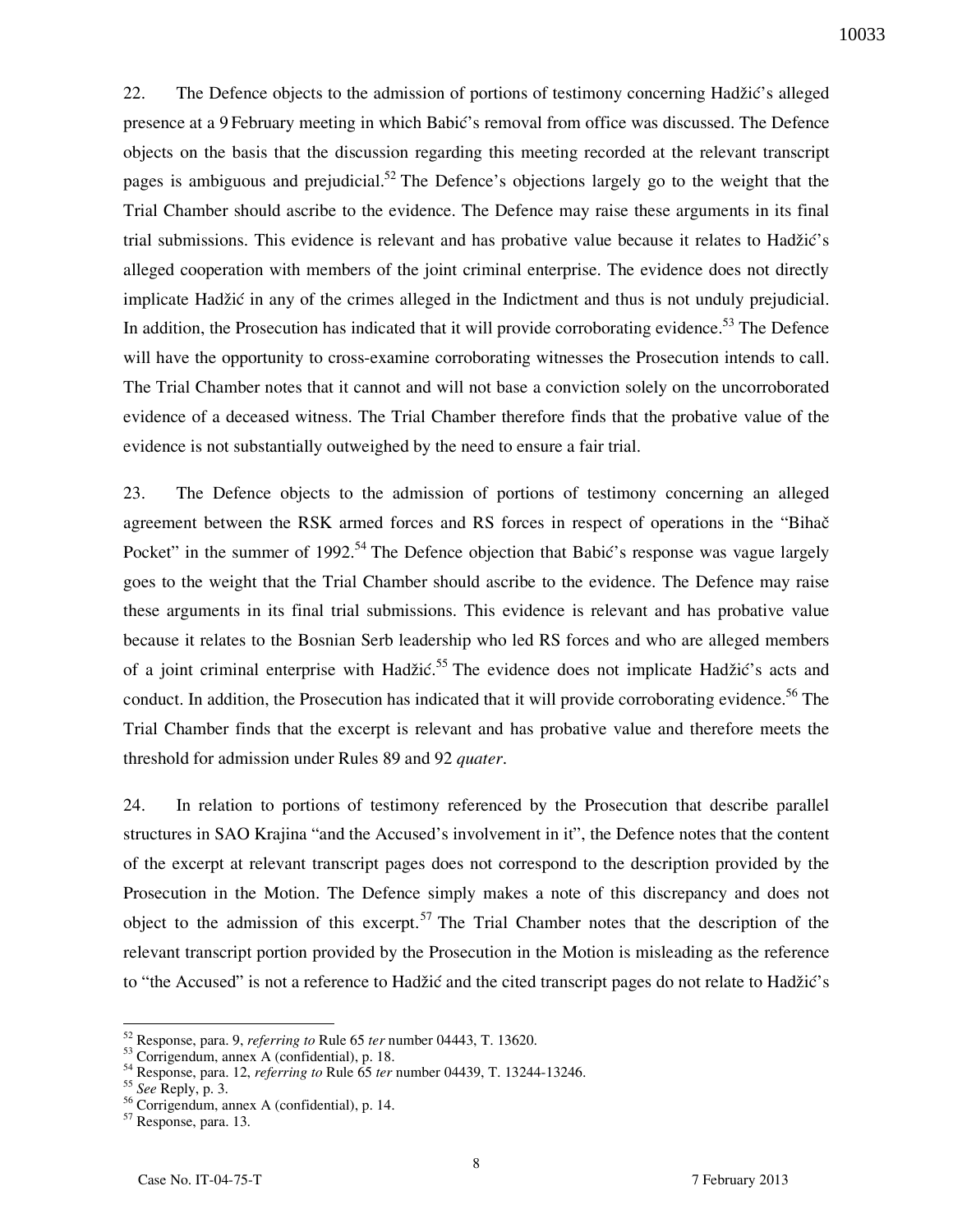22. The Defence objects to the admission of portions of testimony concerning Hadžić's alleged presence at a 9 February meeting in which Babić's removal from office was discussed. The Defence objects on the basis that the discussion regarding this meeting recorded at the relevant transcript pages is ambiguous and prejudicial.[52] The Defence's objections largely go to the weight that the Trial Chamber should ascribe to the evidence. The Defence may raise these arguments in its final trial submissions. This evidence is relevant and has probative value because it relates to Hadžić's alleged cooperation with members of the joint criminal enterprise. The evidence does not directly implicate Hadžić in any of the crimes alleged in the Indictment and thus is not unduly prejudicial. In addition, the Prosecution has indicated that it will provide corroborating evidence.[53] The Defence will have the opportunity to cross-examine corroborating witnesses the Prosecution intends to call. The Trial Chamber notes that it cannot and will not base a conviction solely on the uncorroborated evidence of a deceased witness. The Trial Chamber therefore finds that the probative value of the evidence is not substantially outweighed by the need to ensure a fair trial.

23. The Defence objects to the admission of portions of testimony concerning an alleged agreement between the RSK armed forces and RS forces in respect of operations in the "Bihač Pocket" in the summer of 1992.[54] The Defence objection that Babić's response was vague largely goes to the weight that the Trial Chamber should ascribe to the evidence. The Defence may raise these arguments in its final trial submissions. This evidence is relevant and has probative value because it relates to the Bosnian Serb leadership who led RS forces and who are alleged members of a joint criminal enterprise with Hadžić.[55] The evidence does not implicate Hadžić's acts and conduct. In addition, the Prosecution has indicated that it will provide corroborating evidence.[56] The Trial Chamber finds that the excerpt is relevant and has probative value and therefore meets the threshold for admission under Rules 89 and 92 *quater*.

24. In relation to portions of testimony referenced by the Prosecution that describe parallel structures in SAO Krajina "and the Accused's involvement in it", the Defence notes that the content of the excerpt at relevant transcript pages does not correspond to the description provided by the Prosecution in the Motion. The Defence simply makes a note of this discrepancy and does not object to the admission of this excerpt.[57] The Trial Chamber notes that the description of the relevant transcript portion provided by the Prosecution in the Motion is misleading as the reference to "the Accused" is not a reference to Hadžić and the cited transcript pages do not relate to Hadžić's

---

[52] Response, para. 9, *referring to* Rule 65 *ter* number 04443, T. 13620.
[53] Corrigendum, annex A (confidential), p. 18.
[54] Response, para. 12, *referring to* Rule 65 *ter* number 04439, T. 13244-13246.
[55] *See* Reply, p. 3.
[56] Corrigendum, annex A (confidential), p. 14.
[57] Response, para. 13.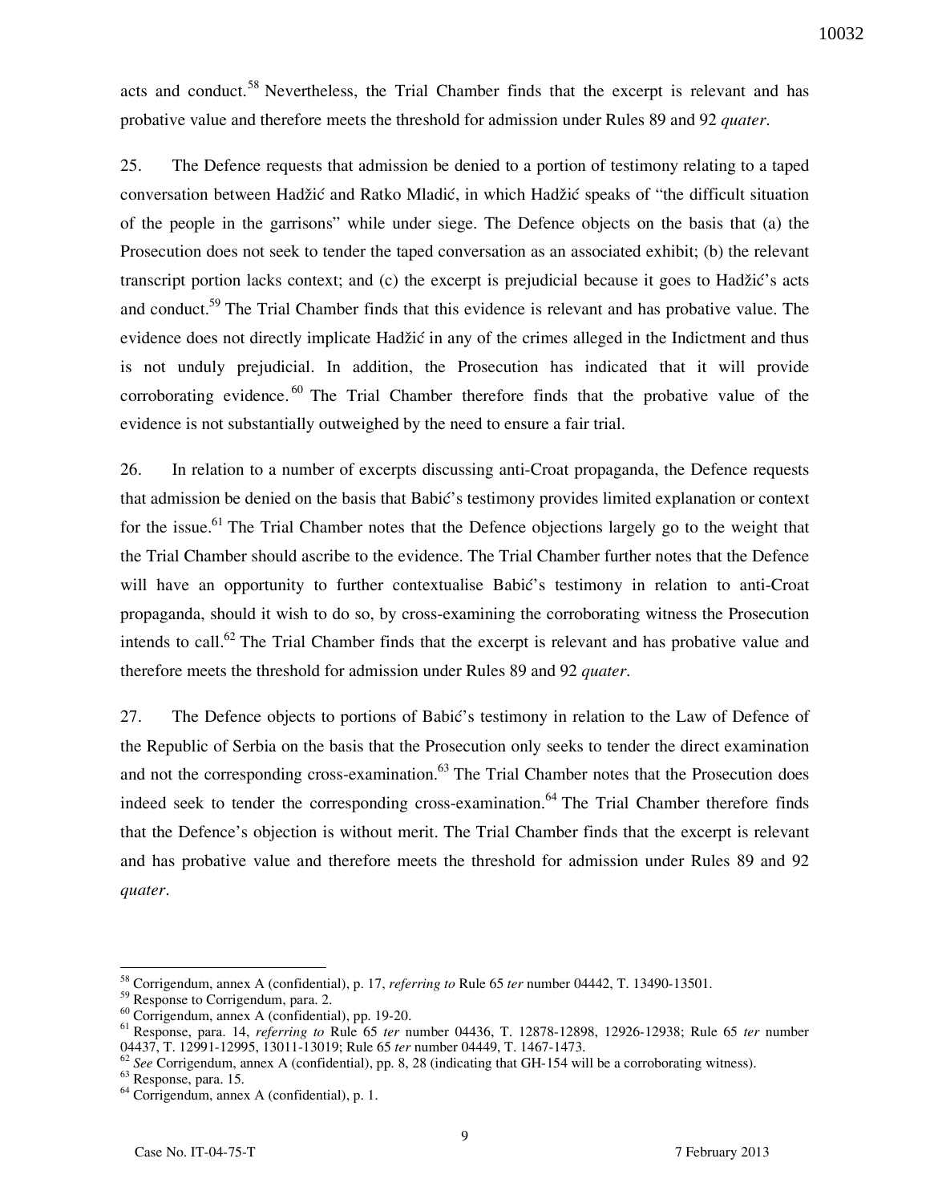acts and conduct.[58] Nevertheless, the Trial Chamber finds that the excerpt is relevant and has probative value and therefore meets the threshold for admission under Rules 89 and 92 *quater*.

25. The Defence requests that admission be denied to a portion of testimony relating to a taped conversation between Hadžić and Ratko Mladić, in which Hadžić speaks of "the difficult situation of the people in the garrisons" while under siege. The Defence objects on the basis that (a) the Prosecution does not seek to tender the taped conversation as an associated exhibit; (b) the relevant transcript portion lacks context; and (c) the excerpt is prejudicial because it goes to Hadžić's acts and conduct.[59] The Trial Chamber finds that this evidence is relevant and has probative value. The evidence does not directly implicate Hadžić in any of the crimes alleged in the Indictment and thus is not unduly prejudicial. In addition, the Prosecution has indicated that it will provide corroborating evidence.[60] The Trial Chamber therefore finds that the probative value of the evidence is not substantially outweighed by the need to ensure a fair trial.

26. In relation to a number of excerpts discussing anti-Croat propaganda, the Defence requests that admission be denied on the basis that Babić's testimony provides limited explanation or context for the issue.[61] The Trial Chamber notes that the Defence objections largely go to the weight that the Trial Chamber should ascribe to the evidence. The Trial Chamber further notes that the Defence will have an opportunity to further contextualise Babić's testimony in relation to anti-Croat propaganda, should it wish to do so, by cross-examining the corroborating witness the Prosecution intends to call.[62] The Trial Chamber finds that the excerpt is relevant and has probative value and therefore meets the threshold for admission under Rules 89 and 92 *quater*.

27. The Defence objects to portions of Babić's testimony in relation to the Law of Defence of the Republic of Serbia on the basis that the Prosecution only seeks to tender the direct examination and not the corresponding cross-examination.[63] The Trial Chamber notes that the Prosecution does indeed seek to tender the corresponding cross-examination.[64] The Trial Chamber therefore finds that the Defence's objection is without merit. The Trial Chamber finds that the excerpt is relevant and has probative value and therefore meets the threshold for admission under Rules 89 and 92 *quater*.

---

[58] Corrigendum, annex A (confidential), p. 17, *referring to* Rule 65 *ter* number 04442, T. 13490-13501.

[59] Response to Corrigendum, para. 2.

[60] Corrigendum, annex A (confidential), pp. 19-20.

[61] Response, para. 14, *referring to* Rule 65 *ter* number 04436, T. 12878-12898, 12926-12938; Rule 65 *ter* number 04437, T. 12991-12995, 13011-13019; Rule 65 *ter* number 04449, T. 1467-1473.

[62] *See* Corrigendum, annex A (confidential), pp. 8, 28 (indicating that GH-154 will be a corroborating witness).

[63] Response, para. 15.

[64] Corrigendum, annex A (confidential), p. 1.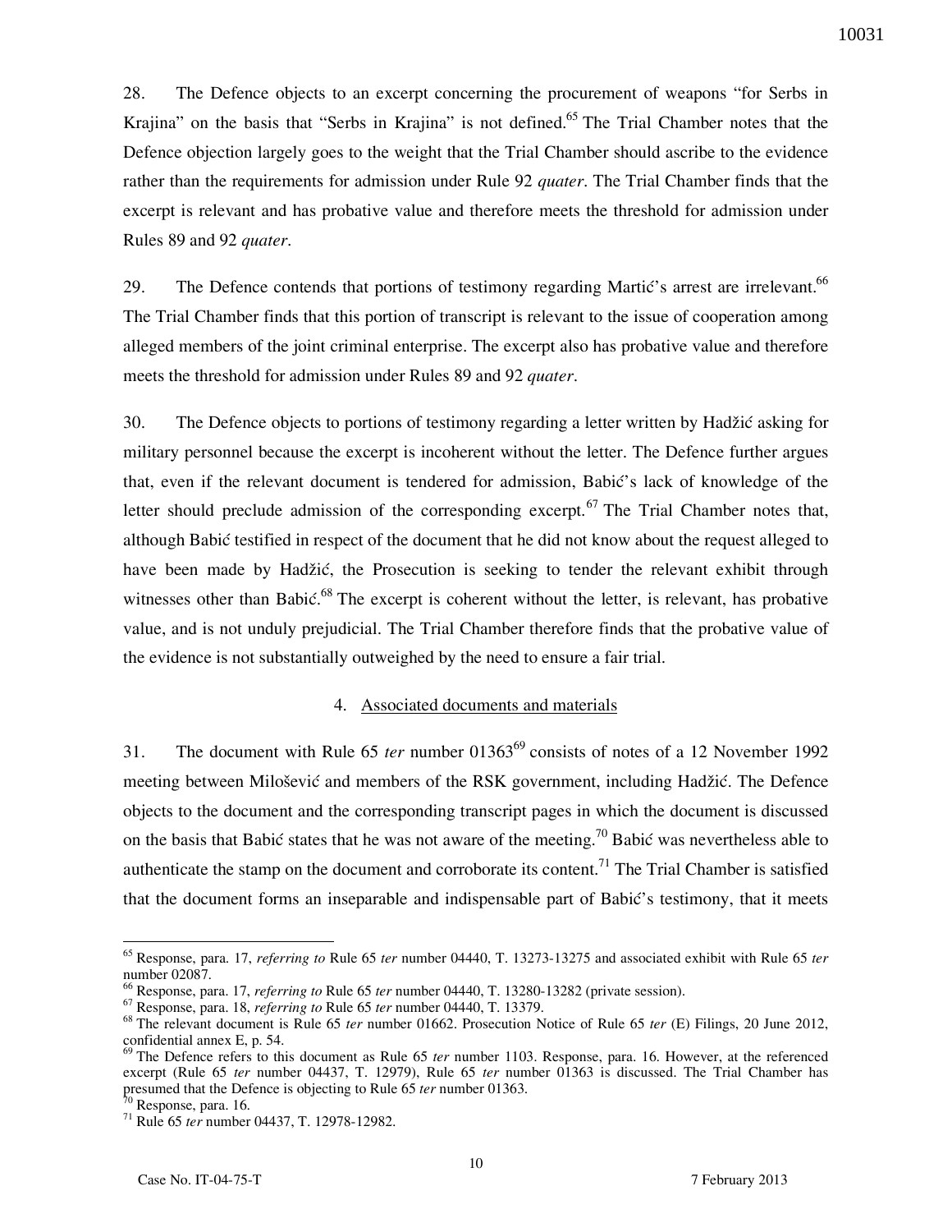28. The Defence objects to an excerpt concerning the procurement of weapons "for Serbs in Krajina" on the basis that "Serbs in Krajina" is not defined.[65] The Trial Chamber notes that the Defence objection largely goes to the weight that the Trial Chamber should ascribe to the evidence rather than the requirements for admission under Rule 92 *quater*. The Trial Chamber finds that the excerpt is relevant and has probative value and therefore meets the threshold for admission under Rules 89 and 92 *quater*.

29. The Defence contends that portions of testimony regarding Martić's arrest are irrelevant.[66] The Trial Chamber finds that this portion of transcript is relevant to the issue of cooperation among alleged members of the joint criminal enterprise. The excerpt also has probative value and therefore meets the threshold for admission under Rules 89 and 92 *quater*.

30. The Defence objects to portions of testimony regarding a letter written by Hadžić asking for military personnel because the excerpt is incoherent without the letter. The Defence further argues that, even if the relevant document is tendered for admission, Babić's lack of knowledge of the letter should preclude admission of the corresponding excerpt.[67] The Trial Chamber notes that, although Babić testified in respect of the document that he did not know about the request alleged to have been made by Hadžić, the Prosecution is seeking to tender the relevant exhibit through witnesses other than Babić.[68] The excerpt is coherent without the letter, is relevant, has probative value, and is not unduly prejudicial. The Trial Chamber therefore finds that the probative value of the evidence is not substantially outweighed by the need to ensure a fair trial.

### 4. Associated documents and materials

31. The document with Rule 65 *ter* number 01363[69] consists of notes of a 12 November 1992 meeting between Milošević and members of the RSK government, including Hadžić. The Defence objects to the document and the corresponding transcript pages in which the document is discussed on the basis that Babić states that he was not aware of the meeting.[70] Babić was nevertheless able to authenticate the stamp on the document and corroborate its content.[71] The Trial Chamber is satisfied that the document forms an inseparable and indispensable part of Babić's testimony, that it meets

---

[65] Response, para. 17, *referring to* Rule 65 *ter* number 04440, T. 13273-13275 and associated exhibit with Rule 65 *ter* number 02087.

[66] Response, para. 17, *referring to* Rule 65 *ter* number 04440, T. 13280-13282 (private session).

[67] Response, para. 18, *referring to* Rule 65 *ter* number 04440, T. 13379.

[68] The relevant document is Rule 65 *ter* number 01662. Prosecution Notice of Rule 65 *ter* (E) Filings, 20 June 2012, confidential annex E, p. 54.

[69] The Defence refers to this document as Rule 65 *ter* number 1103. Response, para. 16. However, at the referenced excerpt (Rule 65 *ter* number 04437, T. 12979), Rule 65 *ter* number 01363 is discussed. The Trial Chamber has presumed that the Defence is objecting to Rule 65 *ter* number 01363.

[70] Response, para. 16.

[71] Rule 65 *ter* number 04437, T. 12978-12982.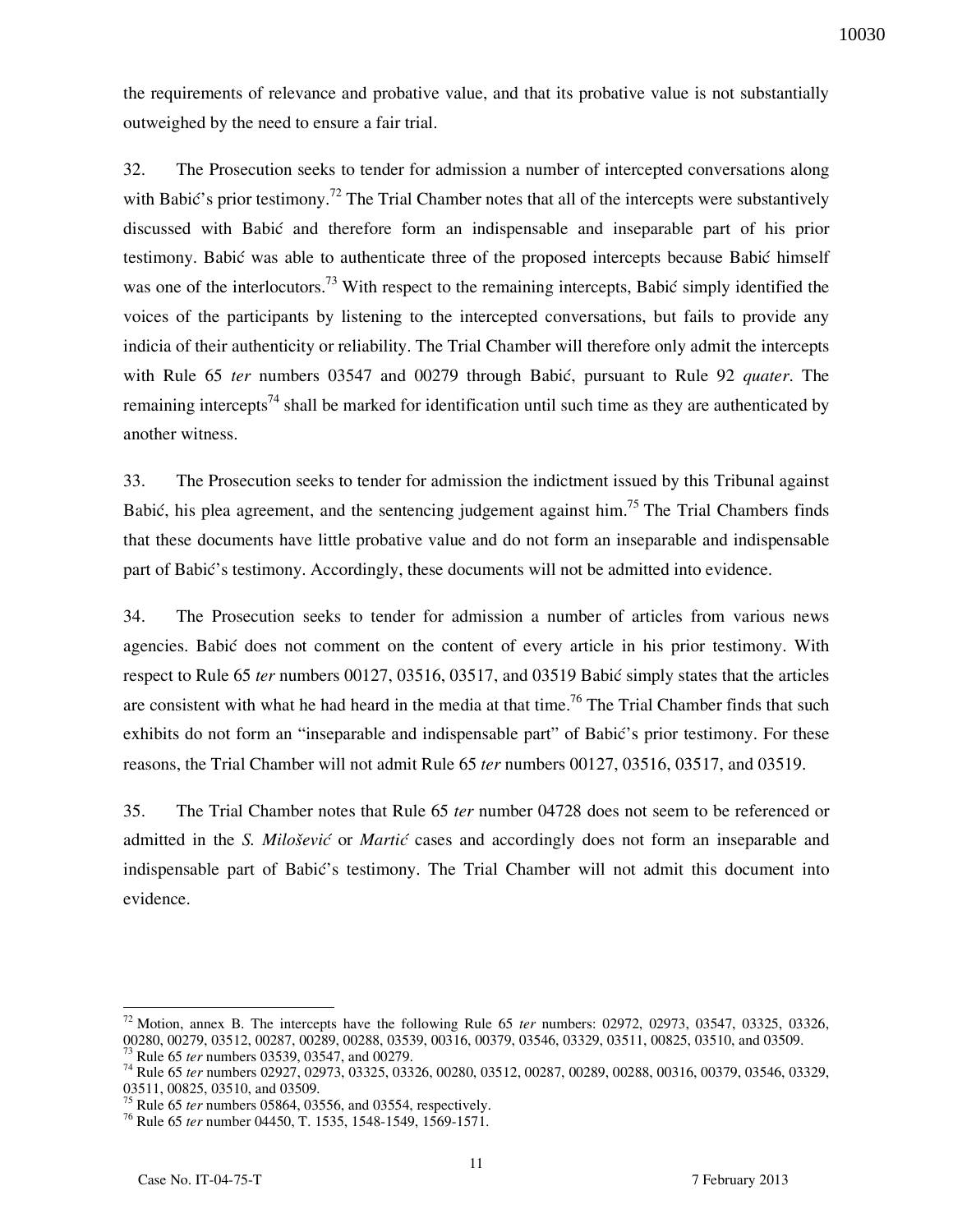the requirements of relevance and probative value, and that its probative value is not substantially outweighed by the need to ensure a fair trial.

32. The Prosecution seeks to tender for admission a number of intercepted conversations along with Babić's prior testimony.[72] The Trial Chamber notes that all of the intercepts were substantively discussed with Babić and therefore form an indispensable and inseparable part of his prior testimony. Babić was able to authenticate three of the proposed intercepts because Babić himself was one of the interlocutors.[73] With respect to the remaining intercepts, Babić simply identified the voices of the participants by listening to the intercepted conversations, but fails to provide any indicia of their authenticity or reliability. The Trial Chamber will therefore only admit the intercepts with Rule 65 *ter* numbers 03547 and 00279 through Babić, pursuant to Rule 92 *quater*. The remaining intercepts[74] shall be marked for identification until such time as they are authenticated by another witness.

33. The Prosecution seeks to tender for admission the indictment issued by this Tribunal against Babić, his plea agreement, and the sentencing judgement against him.[75] The Trial Chambers finds that these documents have little probative value and do not form an inseparable and indispensable part of Babić's testimony. Accordingly, these documents will not be admitted into evidence.

34. The Prosecution seeks to tender for admission a number of articles from various news agencies. Babić does not comment on the content of every article in his prior testimony. With respect to Rule 65 *ter* numbers 00127, 03516, 03517, and 03519 Babić simply states that the articles are consistent with what he had heard in the media at that time.[76] The Trial Chamber finds that such exhibits do not form an "inseparable and indispensable part" of Babić's prior testimony. For these reasons, the Trial Chamber will not admit Rule 65 *ter* numbers 00127, 03516, 03517, and 03519.

35. The Trial Chamber notes that Rule 65 *ter* number 04728 does not seem to be referenced or admitted in the *S. Milošević* or *Martić* cases and accordingly does not form an inseparable and indispensable part of Babić's testimony. The Trial Chamber will not admit this document into evidence.

---

[72] Motion, annex B. The intercepts have the following Rule 65 *ter* numbers: 02972, 02973, 03547, 03325, 03326, 00280, 00279, 03512, 00287, 00289, 00288, 03539, 00316, 00379, 03546, 03329, 03511, 00825, 03510, and 03509.

[73] Rule 65 *ter* numbers 03539, 03547, and 00279.

[74] Rule 65 *ter* numbers 02927, 02973, 03325, 03326, 00280, 03512, 00287, 00289, 00288, 00316, 00379, 03546, 03329, 03511, 00825, 03510, and 03509.

[75] Rule 65 *ter* numbers 05864, 03556, and 03554, respectively.

[76] Rule 65 *ter* number 04450, T. 1535, 1548-1549, 1569-1571.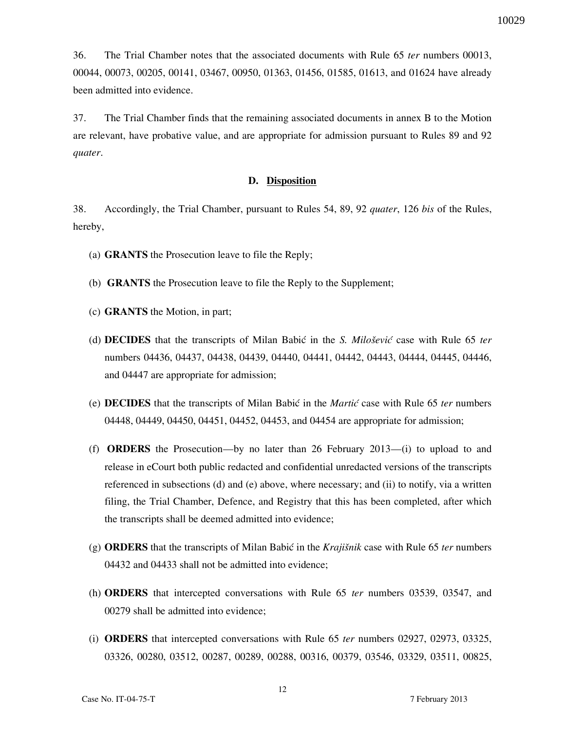36. The Trial Chamber notes that the associated documents with Rule 65 *ter* numbers 00013, 00044, 00073, 00205, 00141, 03467, 00950, 01363, 01456, 01585, 01613, and 01624 have already been admitted into evidence.

37. The Trial Chamber finds that the remaining associated documents in annex B to the Motion are relevant, have probative value, and are appropriate for admission pursuant to Rules 89 and 92 *quater*.

### D. Disposition

38. Accordingly, the Trial Chamber, pursuant to Rules 54, 89, 92 *quater*, 126 *bis* of the Rules, hereby,

(a) **GRANTS** the Prosecution leave to file the Reply;

(b) **GRANTS** the Prosecution leave to file the Reply to the Supplement;

(c) **GRANTS** the Motion, in part;

(d) **DECIDES** that the transcripts of Milan Babić in the *S. Milošević* case with Rule 65 *ter* numbers 04436, 04437, 04438, 04439, 04440, 04441, 04442, 04443, 04444, 04445, 04446, and 04447 are appropriate for admission;

(e) **DECIDES** that the transcripts of Milan Babić in the *Martić* case with Rule 65 *ter* numbers 04448, 04449, 04450, 04451, 04452, 04453, and 04454 are appropriate for admission;

(f) **ORDERS** the Prosecution—by no later than 26 February 2013—(i) to upload to and release in eCourt both public redacted and confidential unredacted versions of the transcripts referenced in subsections (d) and (e) above, where necessary; and (ii) to notify, via a written filing, the Trial Chamber, Defence, and Registry that this has been completed, after which the transcripts shall be deemed admitted into evidence;

(g) **ORDERS** that the transcripts of Milan Babić in the *Krajišnik* case with Rule 65 *ter* numbers 04432 and 04433 shall not be admitted into evidence;

(h) **ORDERS** that intercepted conversations with Rule 65 *ter* numbers 03539, 03547, and 00279 shall be admitted into evidence;

(i) **ORDERS** that intercepted conversations with Rule 65 *ter* numbers 02927, 02973, 03325, 03326, 00280, 03512, 00287, 00289, 00288, 00316, 00379, 03546, 03329, 03511, 00825,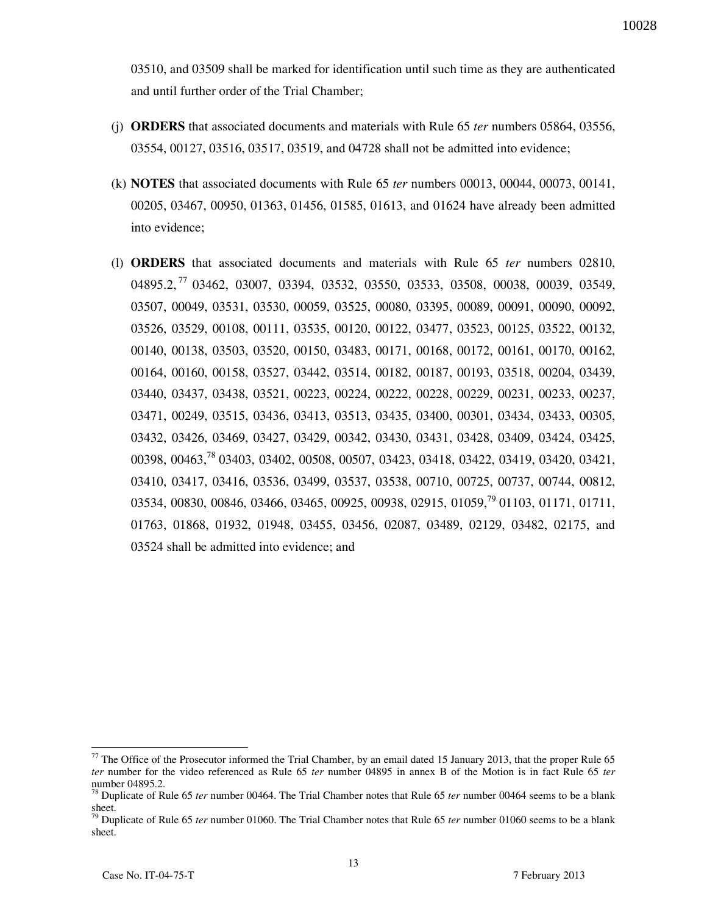03510, and 03509 shall be marked for identification until such time as they are authenticated and until further order of the Trial Chamber;

(j) **ORDERS** that associated documents and materials with Rule 65 *ter* numbers 05864, 03556, 03554, 00127, 03516, 03517, 03519, and 04728 shall not be admitted into evidence;

(k) **NOTES** that associated documents with Rule 65 *ter* numbers 00013, 00044, 00073, 00141, 00205, 03467, 00950, 01363, 01456, 01585, 01613, and 01624 have already been admitted into evidence;

(l) **ORDERS** that associated documents and materials with Rule 65 *ter* numbers 02810, 04895.2,[77] 03462, 03007, 03394, 03532, 03550, 03533, 03508, 00038, 00039, 03549, 03507, 00049, 03531, 03530, 00059, 03525, 00080, 03395, 00089, 00091, 00090, 00092, 03526, 03529, 00108, 00111, 03535, 00120, 00122, 03477, 03523, 00125, 03522, 00132, 00140, 00138, 03503, 03520, 00150, 03483, 00171, 00168, 00172, 00161, 00170, 00162, 00164, 00160, 00158, 03527, 03442, 03514, 00182, 00187, 00193, 03518, 00204, 03439, 03440, 03437, 03438, 03521, 00223, 00224, 00222, 00228, 00229, 00231, 00233, 00237, 03471, 00249, 03515, 03436, 03413, 03513, 03435, 03400, 00301, 03434, 03433, 00305, 03432, 03426, 03469, 03427, 03429, 00342, 03430, 03431, 03428, 03409, 03424, 03425, 00398, 00463,[78] 03403, 03402, 00508, 00507, 03423, 03418, 03422, 03419, 03420, 03421, 03410, 03417, 03416, 03536, 03499, 03537, 03538, 00710, 00725, 00737, 00744, 00812, 03534, 00830, 00846, 03466, 03465, 00925, 00938, 02915, 01059,[79] 01103, 01171, 01711, 01763, 01868, 01932, 01948, 03455, 03456, 02087, 03489, 02129, 03482, 02175, and 03524 shall be admitted into evidence; and

---

[77] The Office of the Prosecutor informed the Trial Chamber, by an email dated 15 January 2013, that the proper Rule 65 *ter* number for the video referenced as Rule 65 *ter* number 04895 in annex B of the Motion is in fact Rule 65 *ter* number 04895.2.

[78] Duplicate of Rule 65 *ter* number 00464. The Trial Chamber notes that Rule 65 *ter* number 00464 seems to be a blank sheet.

[79] Duplicate of Rule 65 *ter* number 01060. The Trial Chamber notes that Rule 65 *ter* number 01060 seems to be a blank sheet.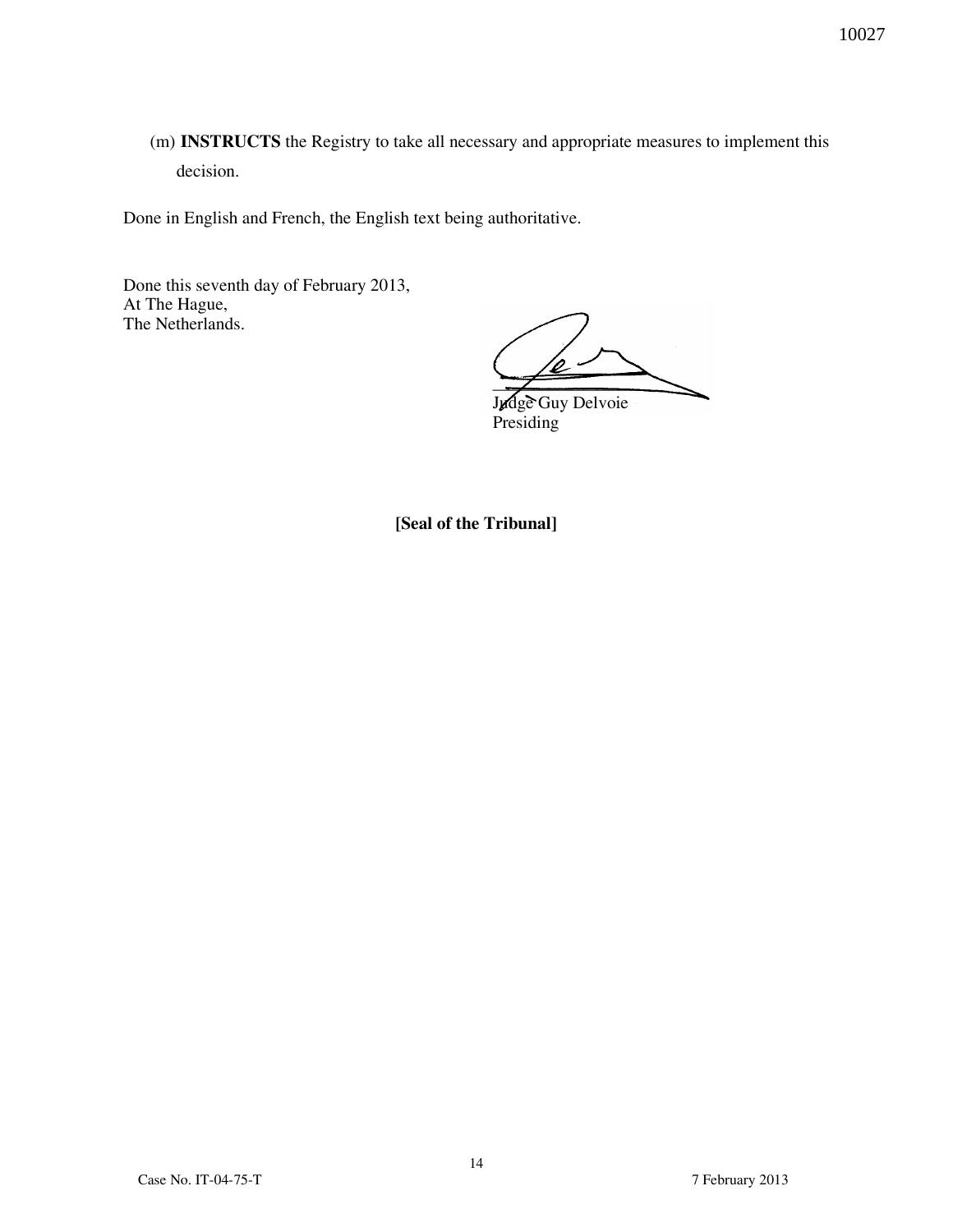(m) **INSTRUCTS** the Registry to take all necessary and appropriate measures to implement this decision.

Done in English and French, the English text being authoritative.

Done this seventh day of February 2013,
At The Hague,
The Netherlands.

Judge Guy Delvoie
Presiding

**[Seal of the Tribunal]**